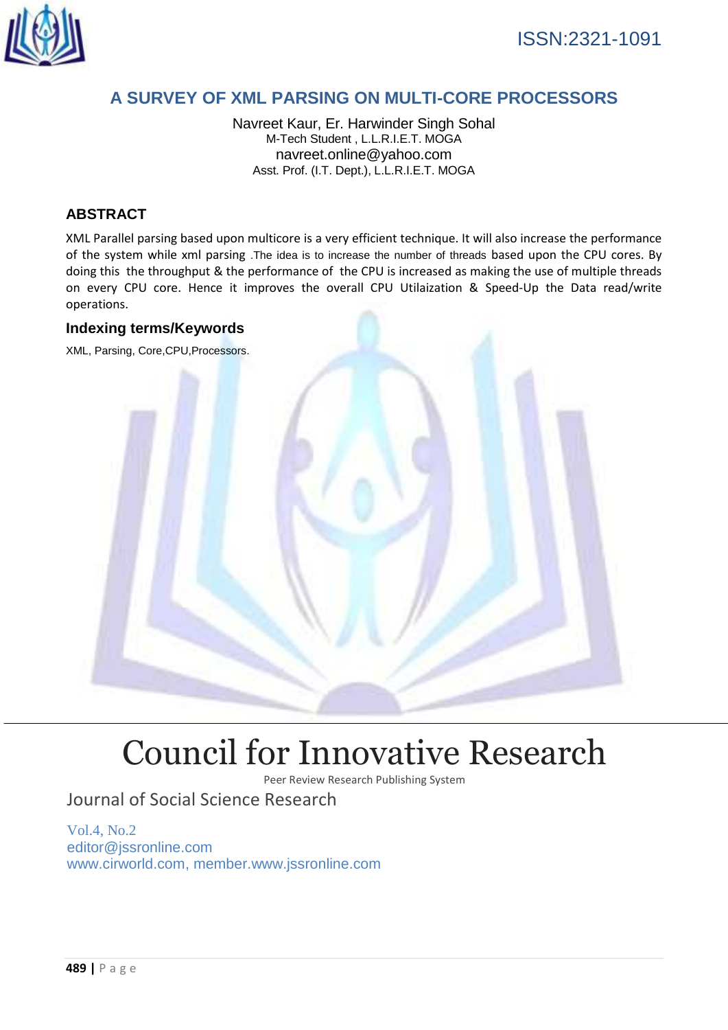ISSN:2321-1091

# A SURVEY OF XML PARSING ON MULTI-CORE PROCESSORS

Navreet Kaur, Er. Harwinder Singh Sohal
M-Tech Student , L.L.R.I.E.T. MOGA
navreet.online@yahoo.com
Asst. Prof. (I.T. Dept.), L.L.R.I.E.T. MOGA

## ABSTRACT

XML Parallel parsing based upon multicore is a very efficient technique. It will also increase the performance of the system while xml parsing .The idea is to increase the number of threads based upon the CPU cores. By doing this the throughput & the performance of the CPU is increased as making the use of multiple threads on every CPU core. Hence it improves the overall CPU Utilaization & Speed-Up the Data read/write operations.

## Indexing terms/Keywords

XML, Parsing, Core,CPU,Processors.

# Council for Innovative Research

Peer Review Research Publishing System

Journal of Social Science Research

Vol.4, No.2
editor@jssronline.com
www.cirworld.com, member.www.jssronline.com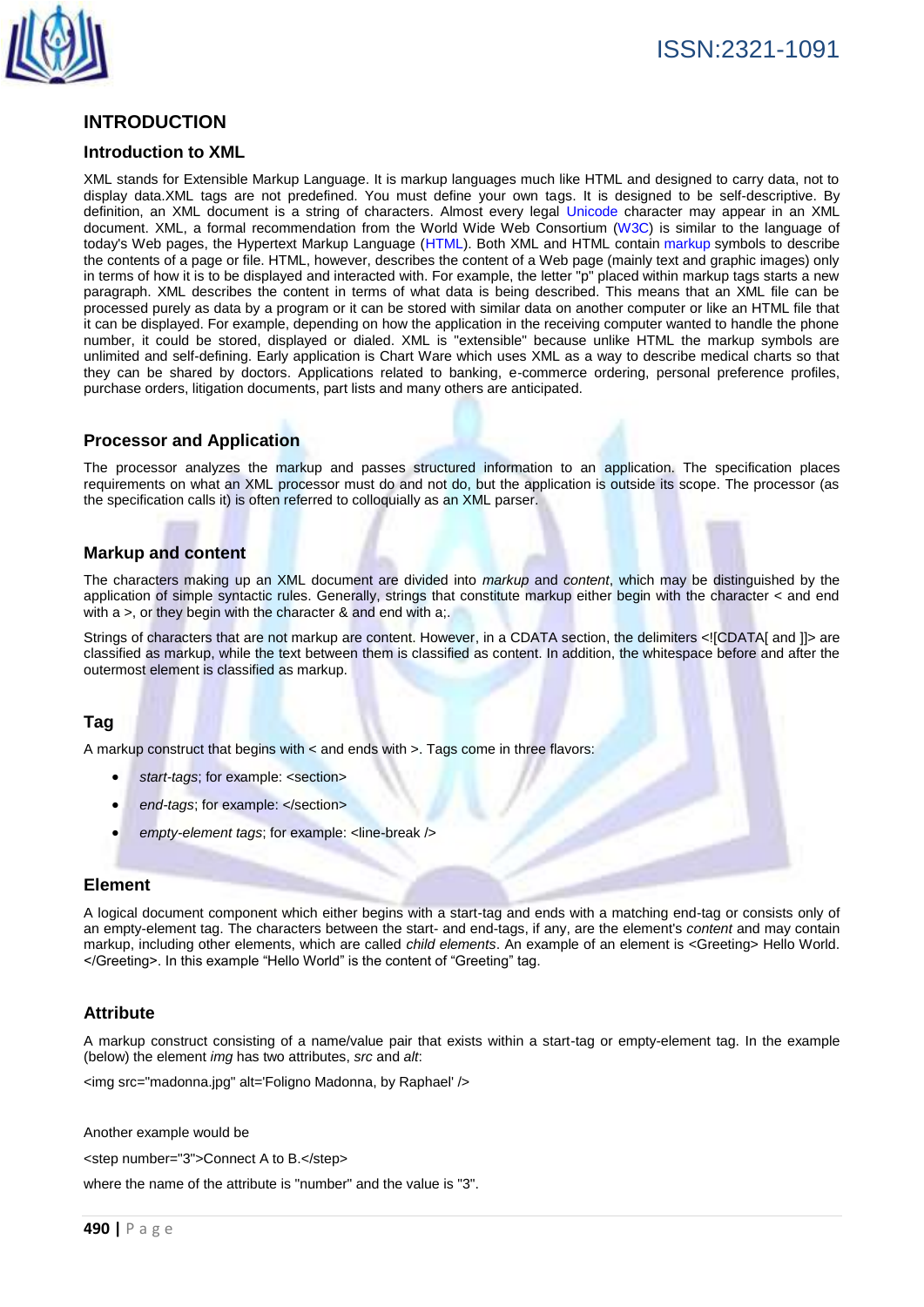# INTRODUCTION

## Introduction to XML

XML stands for Extensible Markup Language. It is markup languages much like HTML and designed to carry data, not to display data.XML tags are not predefined. You must define your own tags. It is designed to be self-descriptive. By definition, an XML document is a string of characters. Almost every legal Unicode character may appear in an XML document. XML, a formal recommendation from the World Wide Web Consortium (W3C) is similar to the language of today's Web pages, the Hypertext Markup Language (HTML). Both XML and HTML contain markup symbols to describe the contents of a page or file. HTML, however, describes the content of a Web page (mainly text and graphic images) only in terms of how it is to be displayed and interacted with. For example, the letter "p" placed within markup tags starts a new paragraph. XML describes the content in terms of what data is being described. This means that an XML file can be processed purely as data by a program or it can be stored with similar data on another computer or like an HTML file that it can be displayed. For example, depending on how the application in the receiving computer wanted to handle the phone number, it could be stored, displayed or dialed. XML is "extensible" because unlike HTML the markup symbols are unlimited and self-defining. Early application is Chart Ware which uses XML as a way to describe medical charts so that they can be shared by doctors. Applications related to banking, e-commerce ordering, personal preference profiles, purchase orders, litigation documents, part lists and many others are anticipated.

## Processor and Application

The processor analyzes the markup and passes structured information to an application. The specification places requirements on what an XML processor must do and not do, but the application is outside its scope. The processor (as the specification calls it) is often referred to colloquially as an XML parser.

## Markup and content

The characters making up an XML document are divided into *markup* and *content*, which may be distinguished by the application of simple syntactic rules. Generally, strings that constitute markup either begin with the character < and end with a >, or they begin with the character & and end with a;.

Strings of characters that are not markup are content. However, in a CDATA section, the delimiters <![CDATA[ and ]]> are classified as markup, while the text between them is classified as content. In addition, the whitespace before and after the outermost element is classified as markup.

## Tag

A markup construct that begins with < and ends with >. Tags come in three flavors:

- *start-tags*; for example: <section>
- *end-tags*; for example: </section>
- *empty-element tags*; for example: <line-break />

## Element

A logical document component which either begins with a start-tag and ends with a matching end-tag or consists only of an empty-element tag. The characters between the start- and end-tags, if any, are the element's *content* and may contain markup, including other elements, which are called *child elements*. An example of an element is <Greeting> Hello World. </Greeting>. In this example "Hello World" is the content of "Greeting" tag.

## Attribute

A markup construct consisting of a name/value pair that exists within a start-tag or empty-element tag. In the example (below) the element *img* has two attributes, *src* and *alt*:

<img src="madonna.jpg" alt='Foligno Madonna, by Raphael' />

Another example would be

<step number="3">Connect A to B.</step>

where the name of the attribute is "number" and the value is "3".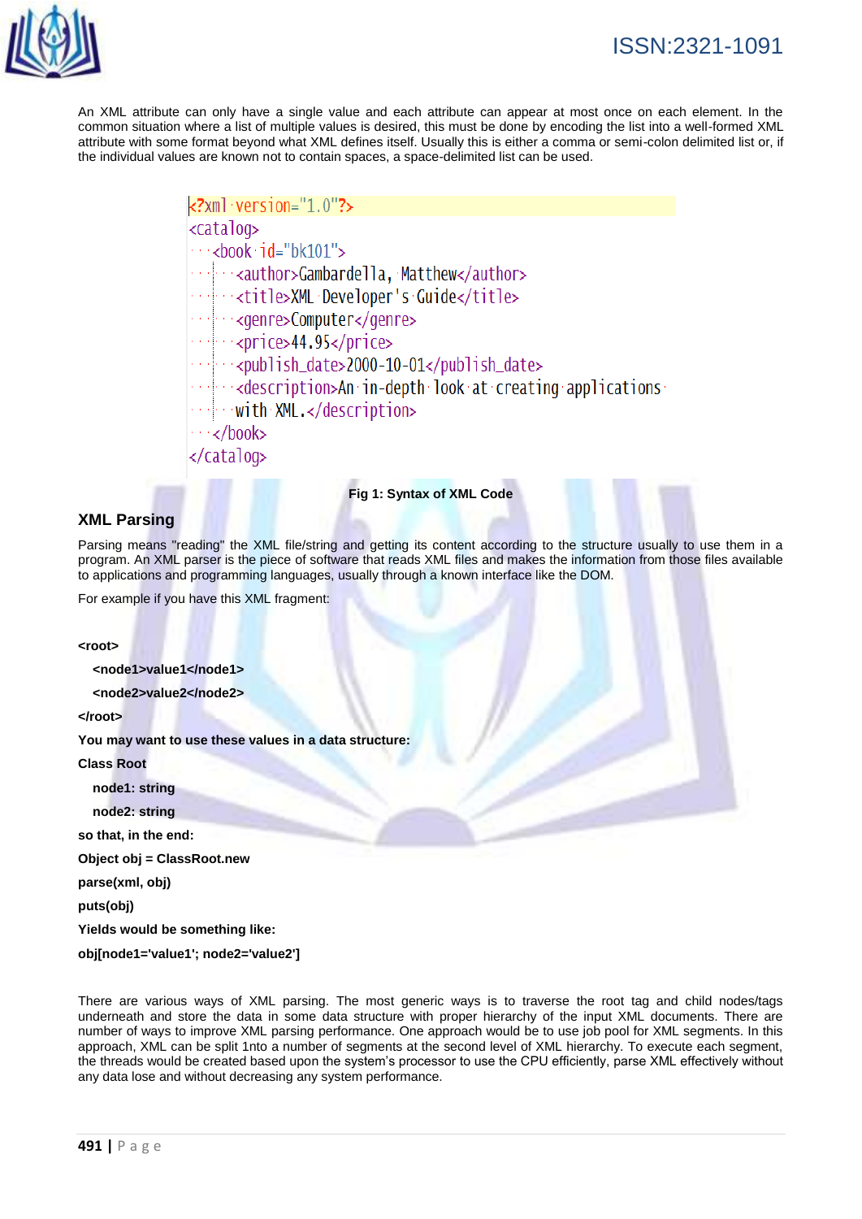An XML attribute can only have a single value and each attribute can appear at most once on each element. In the common situation where a list of multiple values is desired, this must be done by encoding the list into a well-formed XML attribute with some format beyond what XML defines itself. Usually this is either a comma or semi-colon delimited list or, if the individual values are known not to contain spaces, a space-delimited list can be used.

```xml
<?xml version="1.0"?>
<catalog>
   <book id="bk101">
      <author>Gambardella, Matthew</author>
      <title>XML Developer's Guide</title>
      <genre>Computer</genre>
      <price>44.95</price>
      <publish_date>2000-10-01</publish_date>
      <description>An in-depth look at creating applications 
      with XML.</description>
   </book>
</catalog>
```

**Fig 1: Syntax of XML Code**

## XML Parsing

Parsing means "reading" the XML file/string and getting its content according to the structure usually to use them in a program. An XML parser is the piece of software that reads XML files and makes the information from those files available to applications and programming languages, usually through a known interface like the DOM.

For example if you have this XML fragment:

```
<root>
   <node1>value1</node1>
   <node2>value2</node2>
</root>
```

**You may want to use these values in a data structure:**

```
Class Root
   node1: string
   node2: string
```

**so that, in the end:**

```
Object obj = ClassRoot.new
parse(xml, obj)
puts(obj)
```

**Yields would be something like:**

**obj[node1='value1'; node2='value2']**

There are various ways of XML parsing. The most generic ways is to traverse the root tag and child nodes/tags underneath and store the data in some data structure with proper hierarchy of the input XML documents. There are number of ways to improve XML parsing performance. One approach would be to use job pool for XML segments. In this approach, XML can be split 1nto a number of segments at the second level of XML hierarchy. To execute each segment, the threads would be created based upon the system's processor to use the CPU efficiently, parse XML effectively without any data lose and without decreasing any system performance.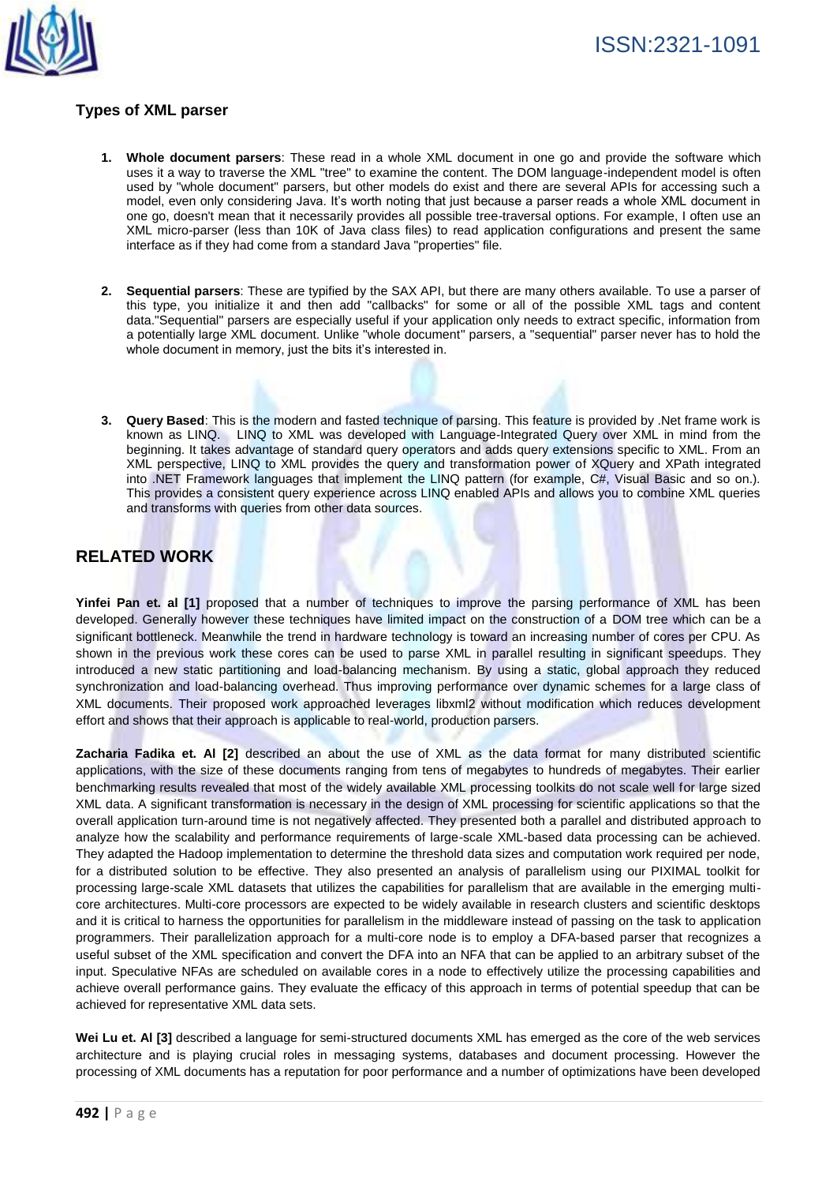### Types of XML parser

1. **Whole document parsers**: These read in a whole XML document in one go and provide the software which uses it a way to traverse the XML "tree" to examine the content. The DOM language-independent model is often used by "whole document" parsers, but other models do exist and there are several APIs for accessing such a model, even only considering Java. It's worth noting that just because a parser reads a whole XML document in one go, doesn't mean that it necessarily provides all possible tree-traversal options. For example, I often use an XML micro-parser (less than 10K of Java class files) to read application configurations and present the same interface as if they had come from a standard Java "properties" file.

2. **Sequential parsers**: These are typified by the SAX API, but there are many others available. To use a parser of this type, you initialize it and then add "callbacks" for some or all of the possible XML tags and content data."Sequential" parsers are especially useful if your application only needs to extract specific, information from a potentially large XML document. Unlike "whole document" parsers, a "sequential" parser never has to hold the whole document in memory, just the bits it's interested in.

3. **Query Based**: This is the modern and fasted technique of parsing. This feature is provided by .Net frame work is known as LINQ. LINQ to XML was developed with Language-Integrated Query over XML in mind from the beginning. It takes advantage of standard query operators and adds query extensions specific to XML. From an XML perspective, LINQ to XML provides the query and transformation power of XQuery and XPath integrated into .NET Framework languages that implement the LINQ pattern (for example, C#, Visual Basic and so on.). This provides a consistent query experience across LINQ enabled APIs and allows you to combine XML queries and transforms with queries from other data sources.

## RELATED WORK

**Yinfei Pan et. al [1]** proposed that a number of techniques to improve the parsing performance of XML has been developed. Generally however these techniques have limited impact on the construction of a DOM tree which can be a significant bottleneck. Meanwhile the trend in hardware technology is toward an increasing number of cores per CPU. As shown in the previous work these cores can be used to parse XML in parallel resulting in significant speedups. They introduced a new static partitioning and load-balancing mechanism. By using a static, global approach they reduced synchronization and load-balancing overhead. Thus improving performance over dynamic schemes for a large class of XML documents. Their proposed work approached leverages libxml2 without modification which reduces development effort and shows that their approach is applicable to real-world, production parsers.

**Zacharia Fadika et. Al [2]** described an about the use of XML as the data format for many distributed scientific applications, with the size of these documents ranging from tens of megabytes to hundreds of megabytes. Their earlier benchmarking results revealed that most of the widely available XML processing toolkits do not scale well for large sized XML data. A significant transformation is necessary in the design of XML processing for scientific applications so that the overall application turn-around time is not negatively affected. They presented both a parallel and distributed approach to analyze how the scalability and performance requirements of large-scale XML-based data processing can be achieved. They adapted the Hadoop implementation to determine the threshold data sizes and computation work required per node, for a distributed solution to be effective. They also presented an analysis of parallelism using our PIXIMAL toolkit for processing large-scale XML datasets that utilizes the capabilities for parallelism that are available in the emerging multi-core architectures. Multi-core processors are expected to be widely available in research clusters and scientific desktops and it is critical to harness the opportunities for parallelism in the middleware instead of passing on the task to application programmers. Their parallelization approach for a multi-core node is to employ a DFA-based parser that recognizes a useful subset of the XML specification and convert the DFA into an NFA that can be applied to an arbitrary subset of the input. Speculative NFAs are scheduled on available cores in a node to effectively utilize the processing capabilities and achieve overall performance gains. They evaluate the efficacy of this approach in terms of potential speedup that can be achieved for representative XML data sets.

**Wei Lu et. Al [3]** described a language for semi-structured documents XML has emerged as the core of the web services architecture and is playing crucial roles in messaging systems, databases and document processing. However the processing of XML documents has a reputation for poor performance and a number of optimizations have been developed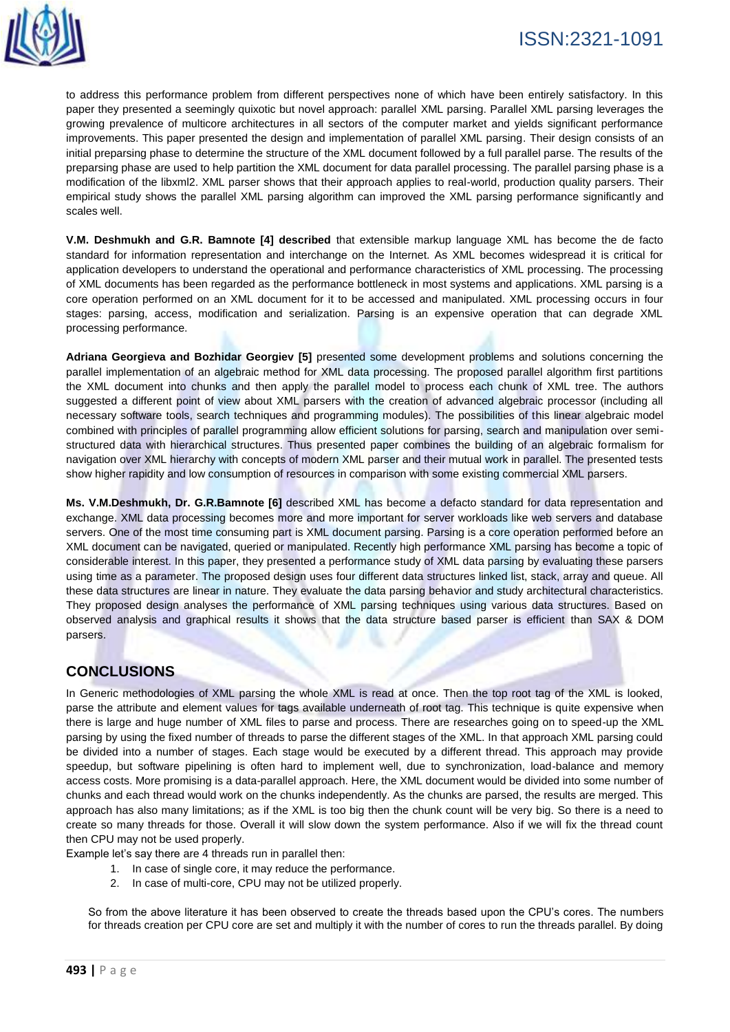to address this performance problem from different perspectives none of which have been entirely satisfactory. In this paper they presented a seemingly quixotic but novel approach: parallel XML parsing. Parallel XML parsing leverages the growing prevalence of multicore architectures in all sectors of the computer market and yields significant performance improvements. This paper presented the design and implementation of parallel XML parsing. Their design consists of an initial preparsing phase to determine the structure of the XML document followed by a full parallel parse. The results of the preparsing phase are used to help partition the XML document for data parallel processing. The parallel parsing phase is a modification of the libxml2. XML parser shows that their approach applies to real-world, production quality parsers. Their empirical study shows the parallel XML parsing algorithm can improved the XML parsing performance significantly and scales well.

**V.M. Deshmukh and G.R. Bamnote [4] described** that extensible markup language XML has become the de facto standard for information representation and interchange on the Internet. As XML becomes widespread it is critical for application developers to understand the operational and performance characteristics of XML processing. The processing of XML documents has been regarded as the performance bottleneck in most systems and applications. XML parsing is a core operation performed on an XML document for it to be accessed and manipulated. XML processing occurs in four stages: parsing, access, modification and serialization. Parsing is an expensive operation that can degrade XML processing performance.

**Adriana Georgieva and Bozhidar Georgiev [5]** presented some development problems and solutions concerning the parallel implementation of an algebraic method for XML data processing. The proposed parallel algorithm first partitions the XML document into chunks and then apply the parallel model to process each chunk of XML tree. The authors suggested a different point of view about XML parsers with the creation of advanced algebraic processor (including all necessary software tools, search techniques and programming modules). The possibilities of this linear algebraic model combined with principles of parallel programming allow efficient solutions for parsing, search and manipulation over semi-structured data with hierarchical structures. Thus presented paper combines the building of an algebraic formalism for navigation over XML hierarchy with concepts of modern XML parser and their mutual work in parallel. The presented tests show higher rapidity and low consumption of resources in comparison with some existing commercial XML parsers.

**Ms. V.M.Deshmukh, Dr. G.R.Bamnote [6]** described XML has become a defacto standard for data representation and exchange. XML data processing becomes more and more important for server workloads like web servers and database servers. One of the most time consuming part is XML document parsing. Parsing is a core operation performed before an XML document can be navigated, queried or manipulated. Recently high performance XML parsing has become a topic of considerable interest. In this paper, they presented a performance study of XML data parsing by evaluating these parsers using time as a parameter. The proposed design uses four different data structures linked list, stack, array and queue. All these data structures are linear in nature. They evaluate the data parsing behavior and study architectural characteristics. They proposed design analyses the performance of XML parsing techniques using various data structures. Based on observed analysis and graphical results it shows that the data structure based parser is efficient than SAX & DOM parsers.

## CONCLUSIONS

In Generic methodologies of XML parsing the whole XML is read at once. Then the top root tag of the XML is looked, parse the attribute and element values for tags available underneath of root tag. This technique is quite expensive when there is large and huge number of XML files to parse and process. There are researches going on to speed-up the XML parsing by using the fixed number of threads to parse the different stages of the XML. In that approach XML parsing could be divided into a number of stages. Each stage would be executed by a different thread. This approach may provide speedup, but software pipelining is often hard to implement well, due to synchronization, load-balance and memory access costs. More promising is a data-parallel approach. Here, the XML document would be divided into some number of chunks and each thread would work on the chunks independently. As the chunks are parsed, the results are merged. This approach has also many limitations; as if the XML is too big then the chunk count will be very big. So there is a need to create so many threads for those. Overall it will slow down the system performance. Also if we will fix the thread count then CPU may not be used properly.

Example let's say there are 4 threads run in parallel then:

1. In case of single core, it may reduce the performance.
2. In case of multi-core, CPU may not be utilized properly.

So from the above literature it has been observed to create the threads based upon the CPU's cores. The numbers for threads creation per CPU core are set and multiply it with the number of cores to run the threads parallel. By doing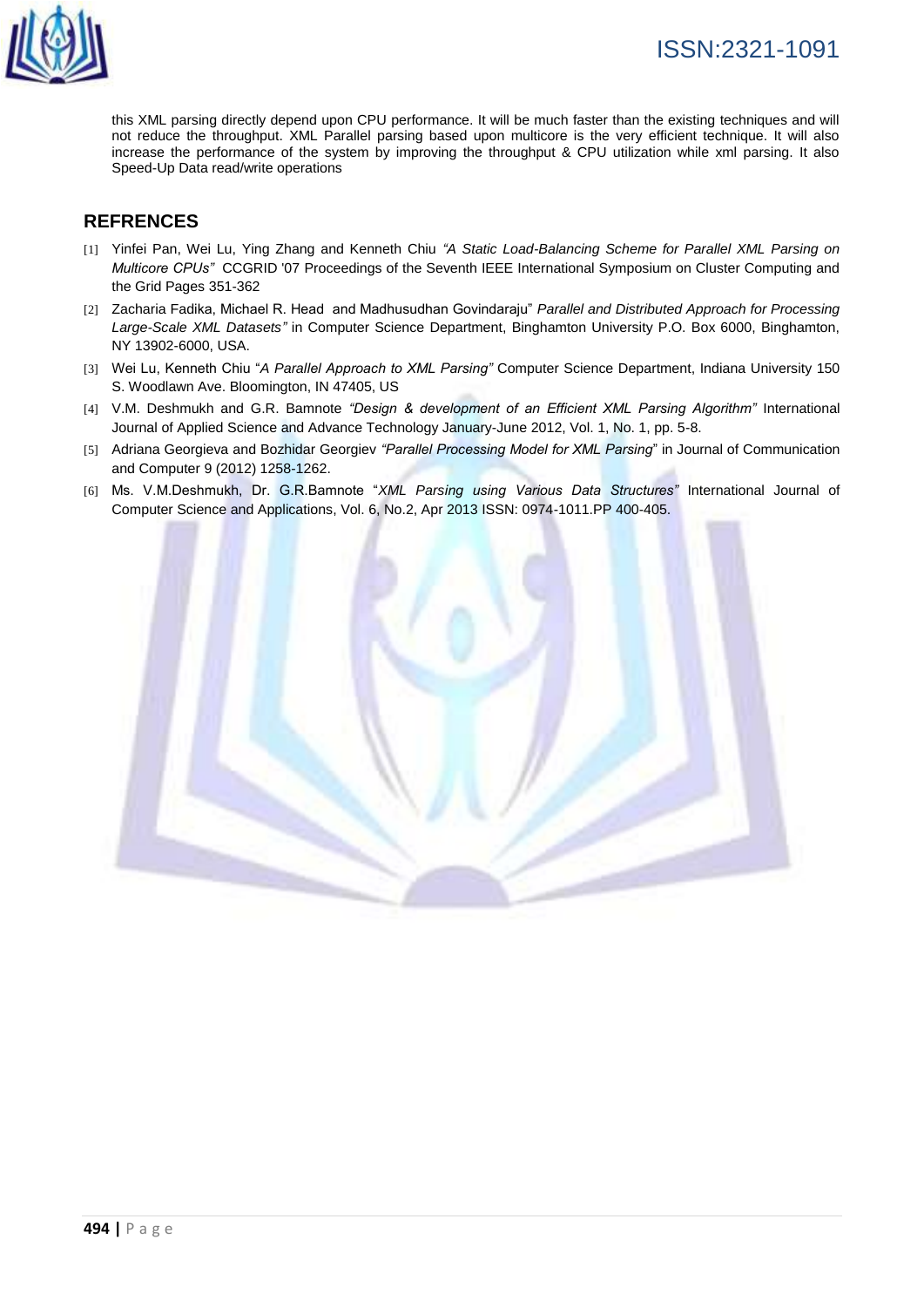this XML parsing directly depend upon CPU performance. It will be much faster than the existing techniques and will not reduce the throughput. XML Parallel parsing based upon multicore is the very efficient technique. It will also increase the performance of the system by improving the throughput & CPU utilization while xml parsing. It also Speed-Up Data read/write operations

## REFRENCES

[1] Yinfei Pan, Wei Lu, Ying Zhang and Kenneth Chiu *"A Static Load-Balancing Scheme for Parallel XML Parsing on Multicore CPUs"* CCGRID '07 Proceedings of the Seventh IEEE International Symposium on Cluster Computing and the Grid Pages 351-362

[2] Zacharia Fadika, Michael R. Head and Madhusudhan Govindaraju" *Parallel and Distributed Approach for Processing Large-Scale XML Datasets"* in Computer Science Department, Binghamton University P.O. Box 6000, Binghamton, NY 13902-6000, USA.

[3] Wei Lu, Kenneth Chiu "*A Parallel Approach to XML Parsing"* Computer Science Department, Indiana University 150 S. Woodlawn Ave. Bloomington, IN 47405, US

[4] V.M. Deshmukh and G.R. Bamnote *"Design & development of an Efficient XML Parsing Algorithm"* International Journal of Applied Science and Advance Technology January-June 2012, Vol. 1, No. 1, pp. 5-8.

[5] Adriana Georgieva and Bozhidar Georgiev *"Parallel Processing Model for XML Parsing*" in Journal of Communication and Computer 9 (2012) 1258-1262.

[6] Ms. V.M.Deshmukh, Dr. G.R.Bamnote "*XML Parsing using Various Data Structures"* International Journal of Computer Science and Applications, Vol. 6, No.2, Apr 2013 ISSN: 0974-1011.PP 400-405.